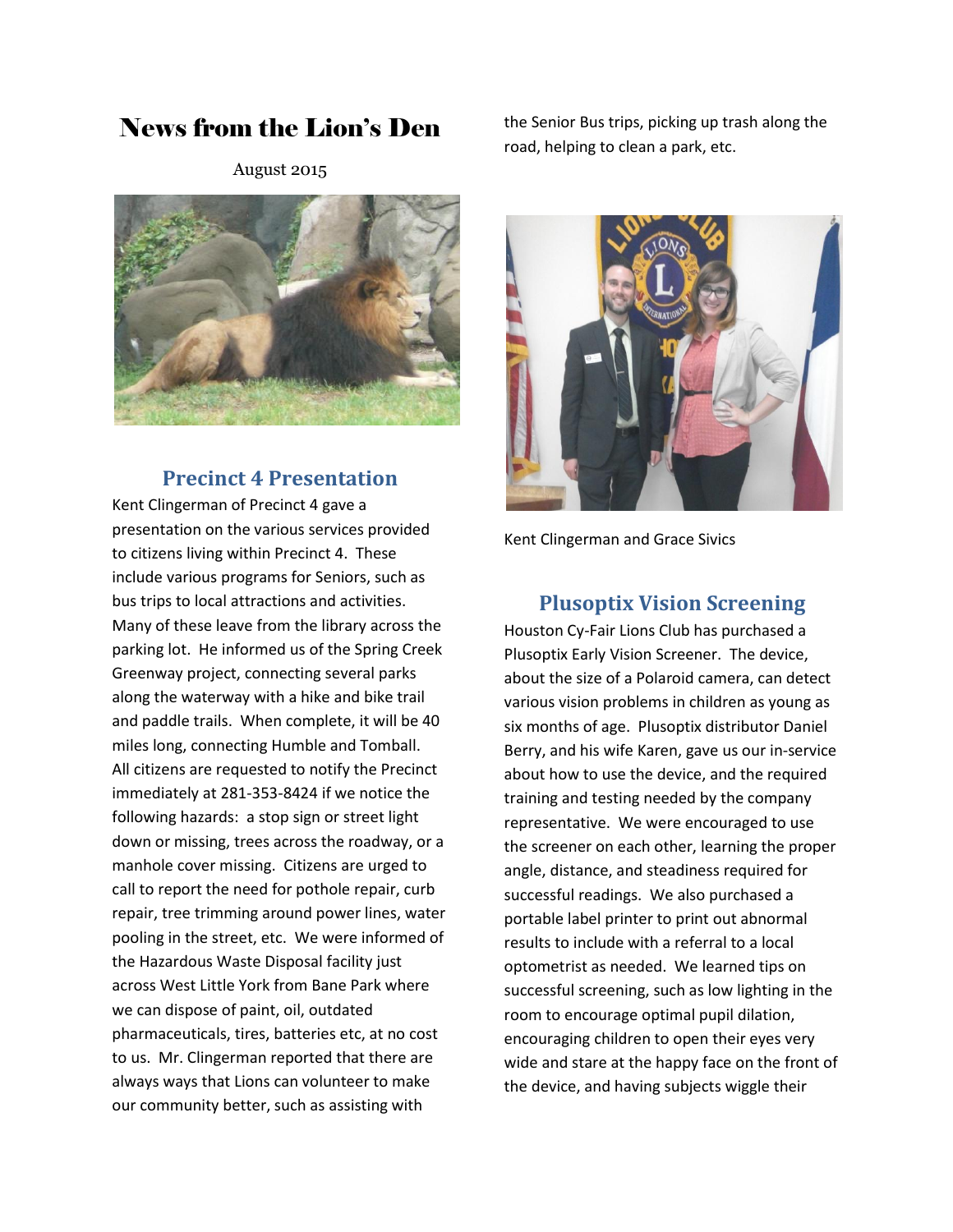# News from the Lion's Den

August 2015

## Precinct 4 Presentation

Kent Clingerman of Precinct 4 gave a presentation on the various services provided to citizens living within Precinct 4. These include various programs for Seniors, such as bus trips to local attractions and activities. Many of these leave from the library across the parking lot. He informed us of the Spring Creek Greenway project, connecting several parks along the waterway with a hike and bike trail and paddle trails. When complete, it will be 40 miles long, connecting Humble and Tomball. All citizens are requested to notify the Precinct immediately at 281-353-8424 if we notice the following hazards: a stop sign or street light down or missing, trees across the roadway, or a manhole cover missing. Citizens are urged to call to report the need for pothole repair, curb repair, tree trimming around power lines, water pooling in the street, etc. We were informed of the Hazardous Waste Disposal facility just across West Little York from Bane Park where we can dispose of paint, oil, outdated pharmaceuticals, tires, batteries etc, at no cost to us. Mr. Clingerman reported that there are always ways that Lions can volunteer to make our community better, such as assisting with the Senior Bus trips, picking up trash along the road, helping to clean a park, etc.

Kent Clingerman and Grace Sivics

## Plusoptix Vision Screening

Houston Cy-Fair Lions Club has purchased a Plusoptix Early Vision Screener. The device, about the size of a Polaroid camera, can detect various vision problems in children as young as six months of age. Plusoptix distributor Daniel Berry, and his wife Karen, gave us our in-service about how to use the device, and the required training and testing needed by the company representative. We were encouraged to use the screener on each other, learning the proper angle, distance, and steadiness required for successful readings. We also purchased a portable label printer to print out abnormal results to include with a referral to a local optometrist as needed. We learned tips on successful screening, such as low lighting in the room to encourage optimal pupil dilation, encouraging children to open their eyes very wide and stare at the happy face on the front of the device, and having subjects wiggle their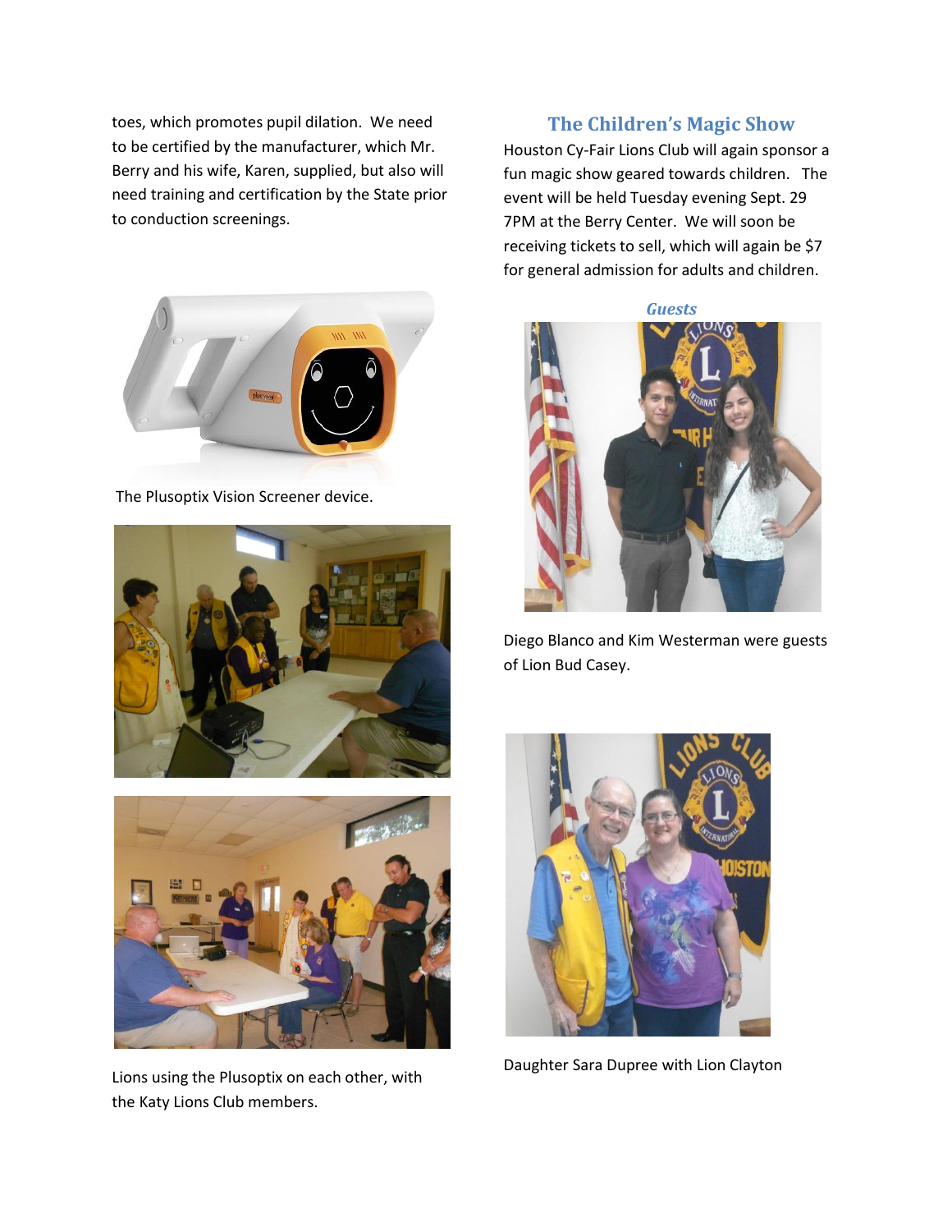toes, which promotes pupil dilation. We need to be certified by the manufacturer, which Mr. Berry and his wife, Karen, supplied, but also will need training and certification by the State prior to conduction screenings.

The Plusoptix Vision Screener device.

Lions using the Plusoptix on each other, with the Katy Lions Club members.

## The Children's Magic Show

Houston Cy-Fair Lions Club will again sponsor a fun magic show geared towards children. The event will be held Tuesday evening Sept. 29 7PM at the Berry Center. We will soon be receiving tickets to sell, which will again be $7 for general admission for adults and children.

### *Guests*

Diego Blanco and Kim Westerman were guests of Lion Bud Casey.

Daughter Sara Dupree with Lion Clayton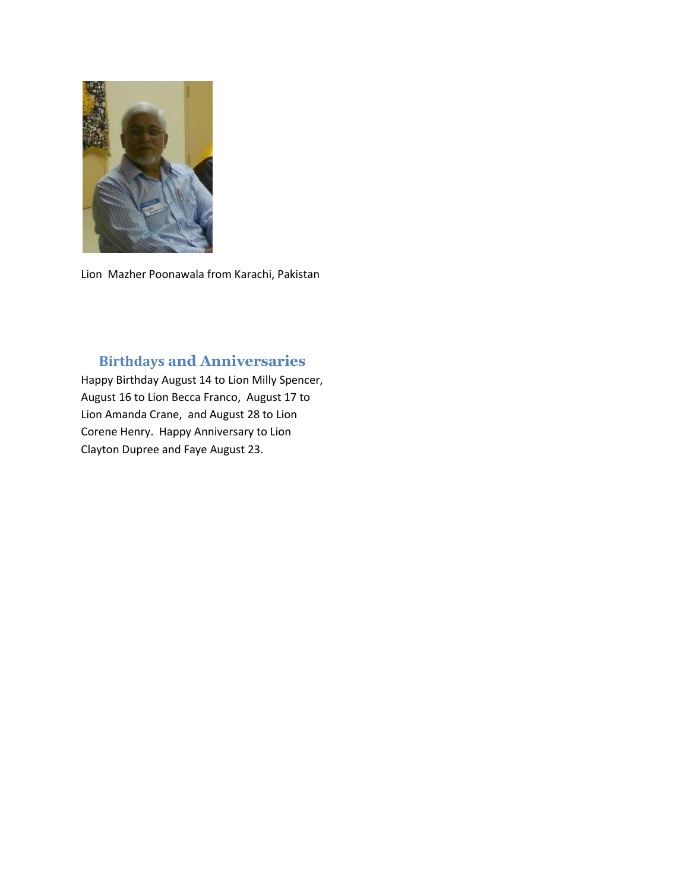Lion Mazher Poonawala from Karachi, Pakistan

## Birthdays and Anniversaries

Happy Birthday August 14 to Lion Milly Spencer, August 16 to Lion Becca Franco, August 17 to Lion Amanda Crane, and August 28 to Lion Corene Henry. Happy Anniversary to Lion Clayton Dupree and Faye August 23.